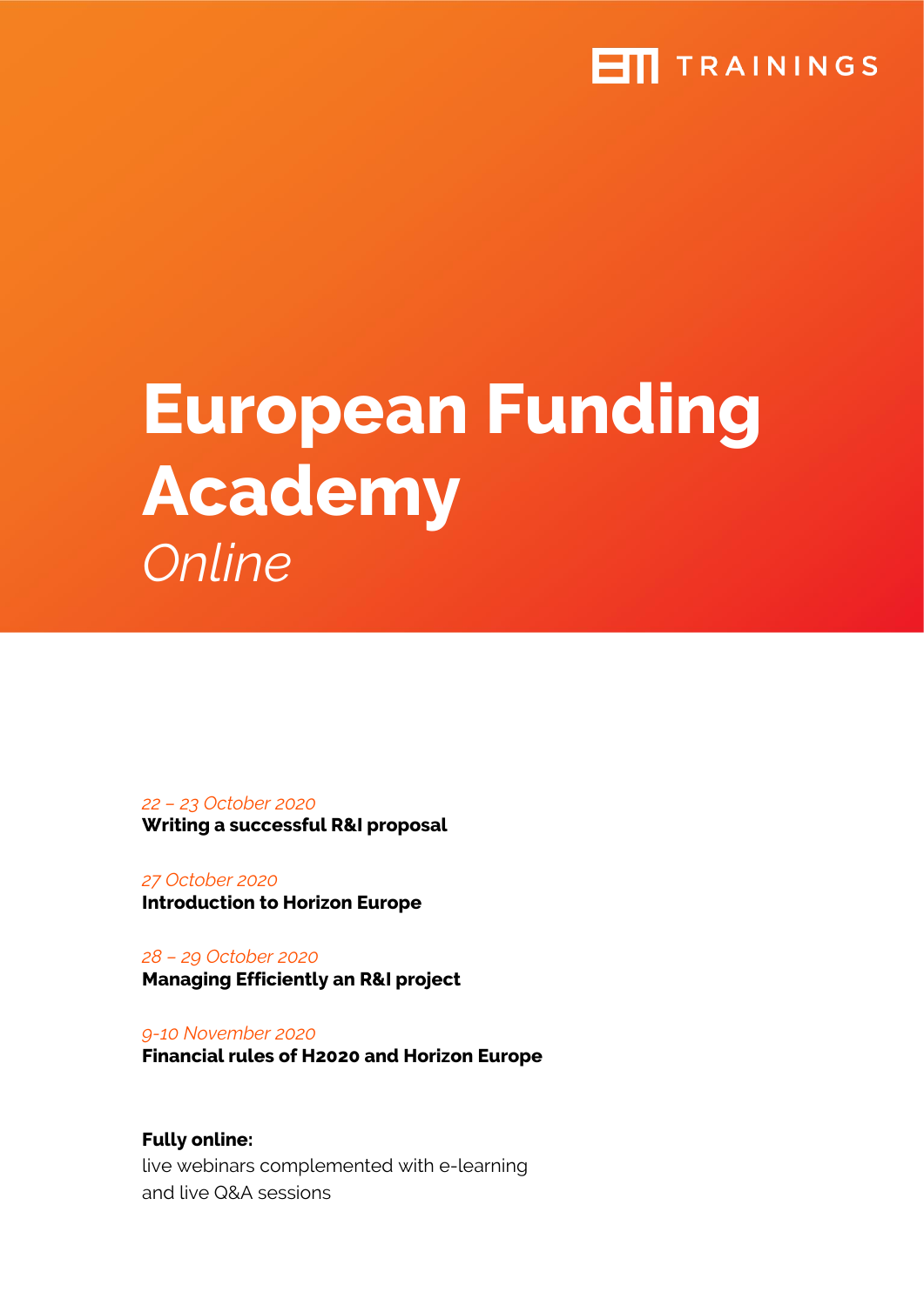EM TRAININGS

# European Funding Academy

*Online*

*22 – 23 October 2020*
**Writing a successful R&I proposal**

*27 October 2020*
**Introduction to Horizon Europe**

*28 – 29 October 2020*
**Managing Efficiently an R&I project**

*9-10 November 2020*
**Financial rules of H2020 and Horizon Europe**

**Fully online:**
live webinars complemented with e-learning
and live Q&A sessions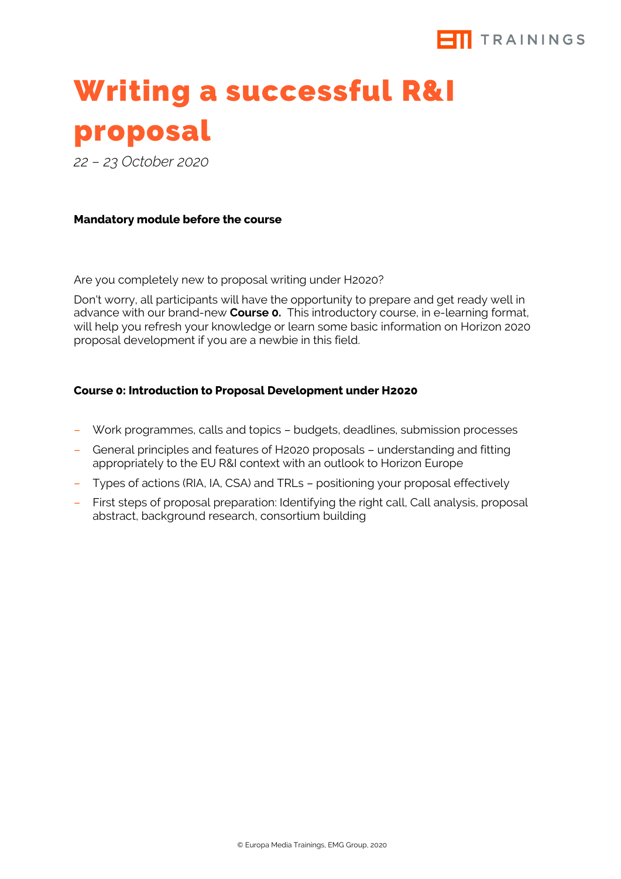# Writing a successful R&I proposal

*22 – 23 October 2020*

**Mandatory module before the course**

Are you completely new to proposal writing under H2020?

Don't worry, all participants will have the opportunity to prepare and get ready well in advance with our brand-new **Course 0.** This introductory course, in e-learning format, will help you refresh your knowledge or learn some basic information on Horizon 2020 proposal development if you are a newbie in this field.

**Course 0: Introduction to Proposal Development under H2020**

- Work programmes, calls and topics – budgets, deadlines, submission processes
- General principles and features of H2020 proposals – understanding and fitting appropriately to the EU R&I context with an outlook to Horizon Europe
- Types of actions (RIA, IA, CSA) and TRLs – positioning your proposal effectively
- First steps of proposal preparation: Identifying the right call, Call analysis, proposal abstract, background research, consortium building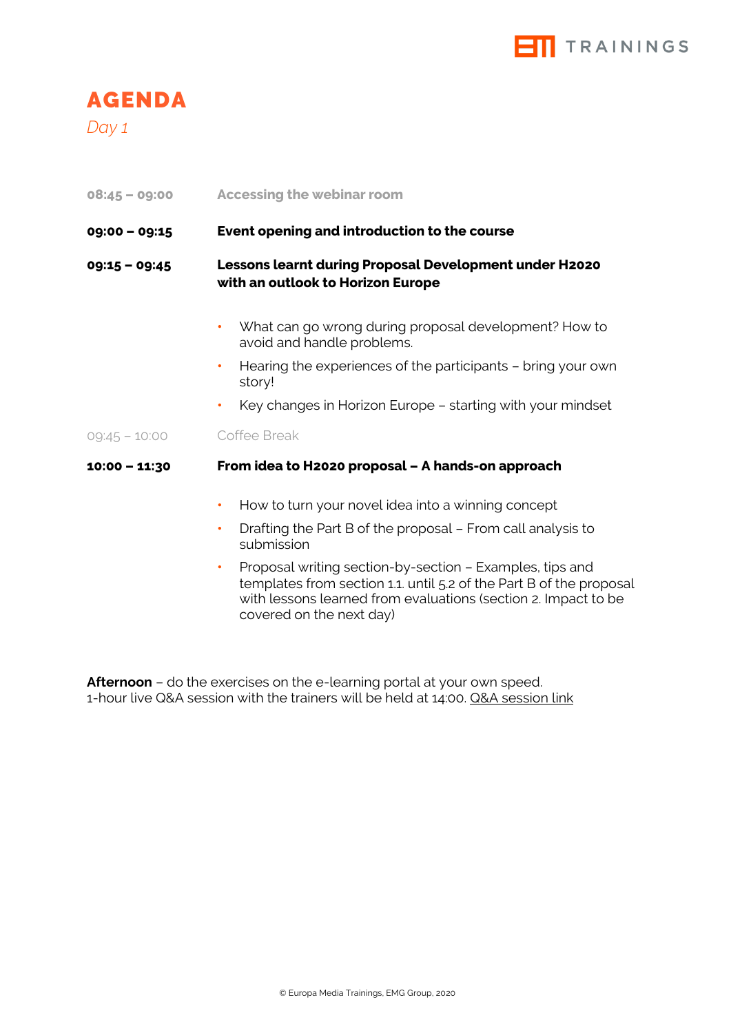# AGENDA

*Day 1*

**08:45 – 09:00** **Accessing the webinar room**

**09:00 – 09:15** **Event opening and introduction to the course**

**09:15 – 09:45** **Lessons learnt during Proposal Development under H2020 with an outlook to Horizon Europe**

- What can go wrong during proposal development? How to avoid and handle problems.
- Hearing the experiences of the participants – bring your own story!
- Key changes in Horizon Europe – starting with your mindset

09:45 – 10:00 Coffee Break

**10:00 – 11:30** **From idea to H2020 proposal – A hands-on approach**

- How to turn your novel idea into a winning concept
- Drafting the Part B of the proposal – From call analysis to submission
- Proposal writing section-by-section – Examples, tips and templates from section 1.1. until 5.2 of the Part B of the proposal with lessons learned from evaluations (section 2. Impact to be covered on the next day)

**Afternoon** – do the exercises on the e-learning portal at your own speed.
1-hour live Q&A session with the trainers will be held at 14:00. Q&A session link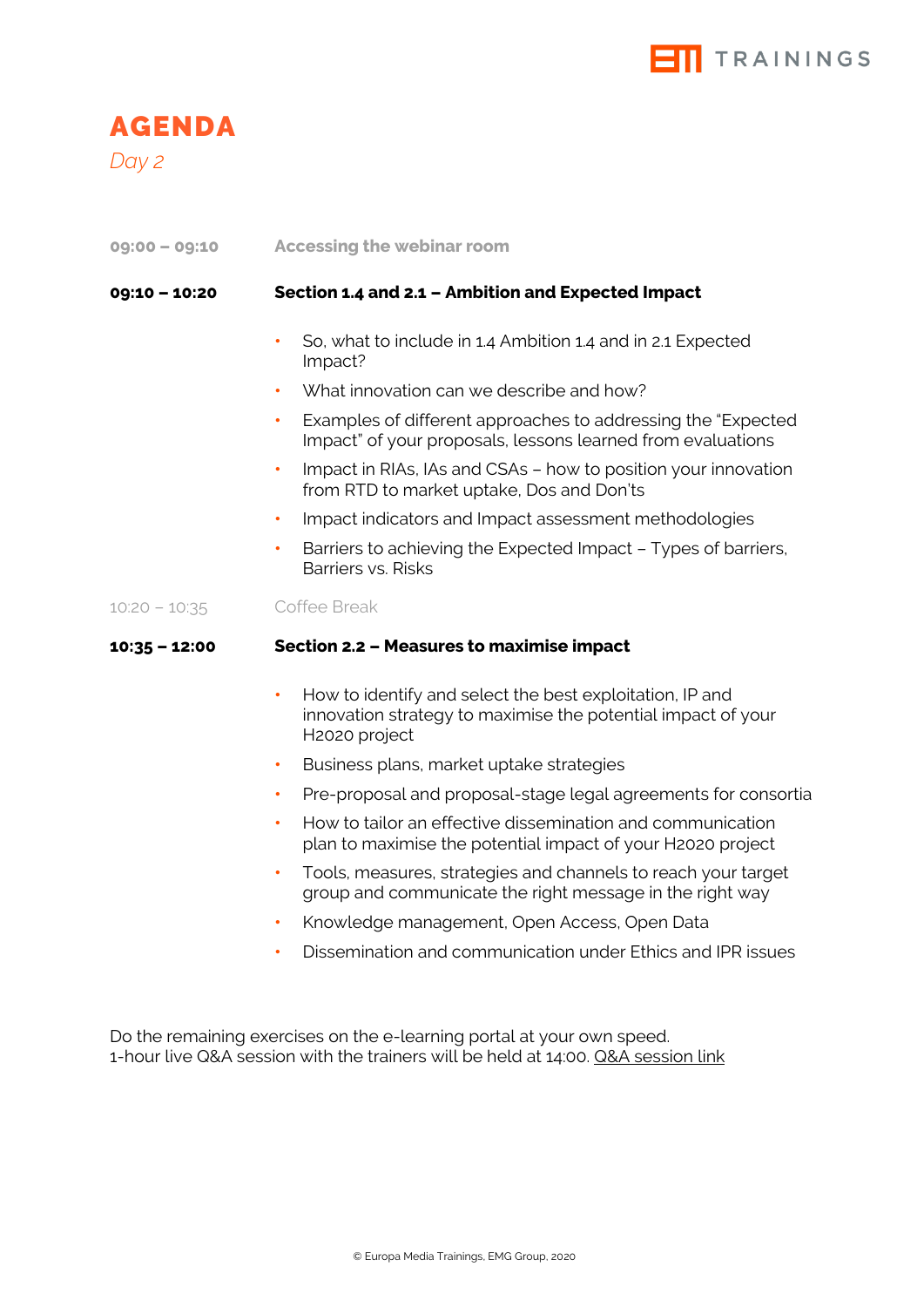# AGENDA

*Day 2*

**09:00 – 09:10** Accessing the webinar room

**09:10 – 10:20** **Section 1.4 and 2.1 – Ambition and Expected Impact**

- So, what to include in 1.4 Ambition 1.4 and in 2.1 Expected Impact?
- What innovation can we describe and how?
- Examples of different approaches to addressing the "Expected Impact" of your proposals, lessons learned from evaluations
- Impact in RIAs, IAs and CSAs – how to position your innovation from RTD to market uptake, Dos and Don'ts
- Impact indicators and Impact assessment methodologies
- Barriers to achieving the Expected Impact – Types of barriers, Barriers vs. Risks

10:20 – 10:35 Coffee Break

**10:35 – 12:00** **Section 2.2 – Measures to maximise impact**

- How to identify and select the best exploitation, IP and innovation strategy to maximise the potential impact of your H2020 project
- Business plans, market uptake strategies
- Pre-proposal and proposal-stage legal agreements for consortia
- How to tailor an effective dissemination and communication plan to maximise the potential impact of your H2020 project
- Tools, measures, strategies and channels to reach your target group and communicate the right message in the right way
- Knowledge management, Open Access, Open Data
- Dissemination and communication under Ethics and IPR issues

Do the remaining exercises on the e-learning portal at your own speed.
1-hour live Q&A session with the trainers will be held at 14:00. Q&A session link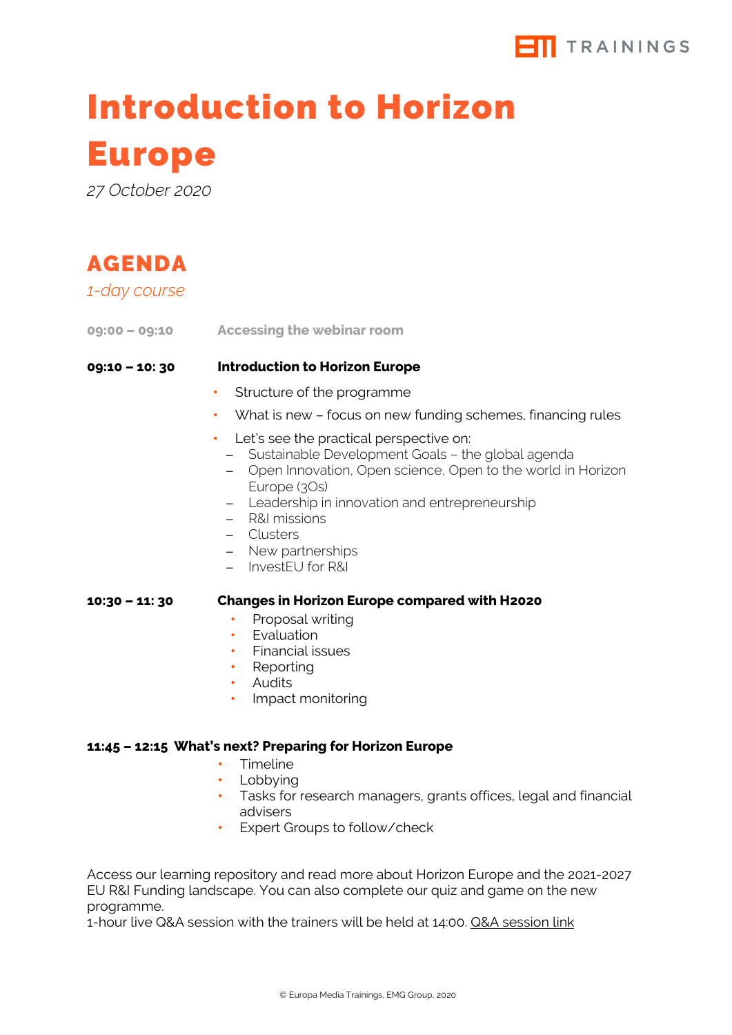# Introduction to Horizon Europe

*27 October 2020*

## AGENDA

*1-day course*

**09:00 – 09:10** **Accessing the webinar room**

**09:10 – 10: 30** **Introduction to Horizon Europe**

- Structure of the programme
- What is new – focus on new funding schemes, financing rules
- Let's see the practical perspective on:
  - Sustainable Development Goals – the global agenda
  - Open Innovation, Open science, Open to the world in Horizon Europe (3Os)
  - Leadership in innovation and entrepreneurship
  - R&I missions
  - Clusters
  - New partnerships
  - InvestEU for R&I

**10:30 – 11: 30** **Changes in Horizon Europe compared with H2020**

- Proposal writing
- Evaluation
- Financial issues
- Reporting
- Audits
- Impact monitoring

**11:45 – 12:15** **What's next? Preparing for Horizon Europe**

- Timeline
- Lobbying
- Tasks for research managers, grants offices, legal and financial advisers
- Expert Groups to follow/check

Access our learning repository and read more about Horizon Europe and the 2021-2027 EU R&I Funding landscape. You can also complete our quiz and game on the new programme.
1-hour live Q&A session with the trainers will be held at 14:00. Q&A session link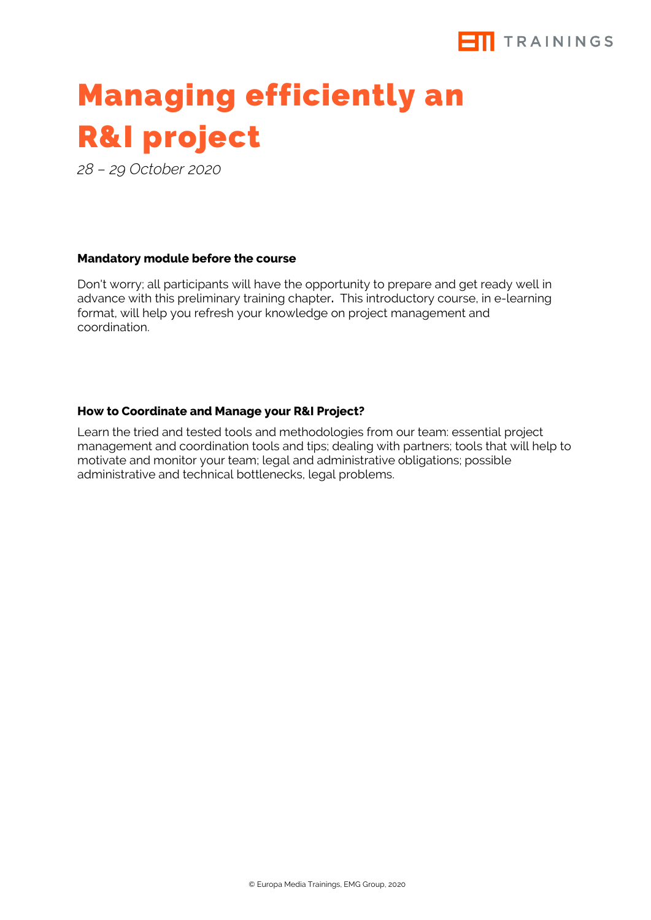# Managing efficiently an R&I project

*28 – 29 October 2020*

**Mandatory module before the course**

Don't worry; all participants will have the opportunity to prepare and get ready well in advance with this preliminary training chapter**.** This introductory course, in e-learning format, will help you refresh your knowledge on project management and coordination.

**How to Coordinate and Manage your R&I Project?**

Learn the tried and tested tools and methodologies from our team: essential project management and coordination tools and tips; dealing with partners; tools that will help to motivate and monitor your team; legal and administrative obligations; possible administrative and technical bottlenecks, legal problems.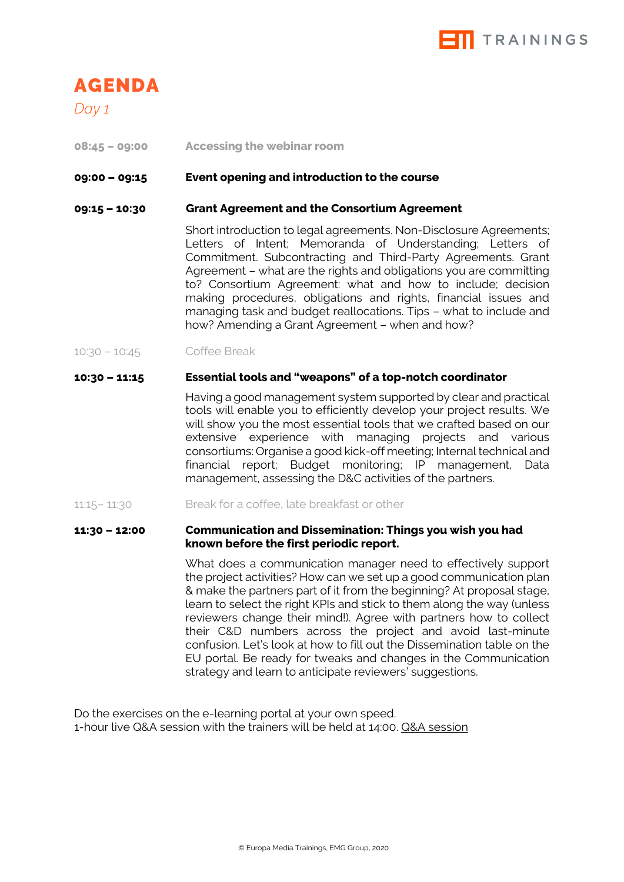# AGENDA

*Day 1*

**08:45 – 09:00** **Accessing the webinar room**

**09:00 – 09:15** **Event opening and introduction to the course**

**09:15 – 10:30** **Grant Agreement and the Consortium Agreement**

Short introduction to legal agreements. Non-Disclosure Agreements; Letters of Intent; Memoranda of Understanding; Letters of Commitment. Subcontracting and Third-Party Agreements. Grant Agreement – what are the rights and obligations you are committing to? Consortium Agreement: what and how to include; decision making procedures, obligations and rights, financial issues and managing task and budget reallocations. Tips – what to include and how? Amending a Grant Agreement – when and how?

10:30 – 10:45 Coffee Break

**10:30 – 11:15** **Essential tools and "weapons" of a top-notch coordinator**

Having a good management system supported by clear and practical tools will enable you to efficiently develop your project results. We will show you the most essential tools that we crafted based on our extensive experience with managing projects and various consortiums: Organise a good kick-off meeting; Internal technical and financial report; Budget monitoring; IP management, Data management, assessing the D&C activities of the partners.

11:15– 11:30 Break for a coffee, late breakfast or other

**11:30 – 12:00** **Communication and Dissemination: Things you wish you had known before the first periodic report.**

What does a communication manager need to effectively support the project activities? How can we set up a good communication plan & make the partners part of it from the beginning? At proposal stage, learn to select the right KPIs and stick to them along the way (unless reviewers change their mind!). Agree with partners how to collect their C&D numbers across the project and avoid last-minute confusion. Let's look at how to fill out the Dissemination table on the EU portal. Be ready for tweaks and changes in the Communication strategy and learn to anticipate reviewers' suggestions.

Do the exercises on the e-learning portal at your own speed.
1-hour live Q&A session with the trainers will be held at 14:00. Q&A session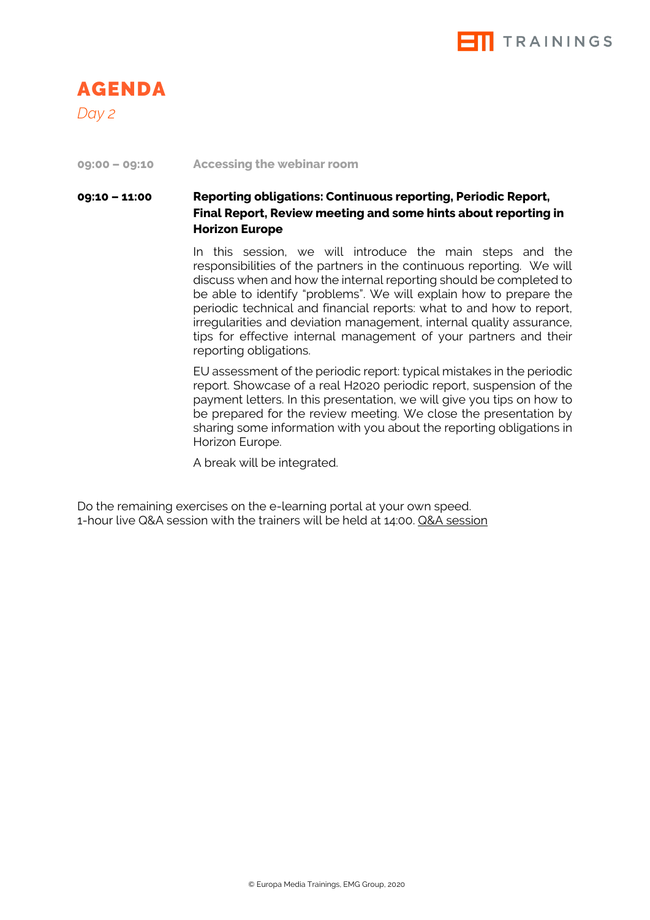# AGENDA

*Day 2*

| | |
|---|---|
| 09:00 – 09:10 | Accessing the webinar room |
| **09:10 – 11:00** | **Reporting obligations: Continuous reporting, Periodic Report, Final Report, Review meeting and some hints about reporting in Horizon Europe** |

In this session, we will introduce the main steps and the responsibilities of the partners in the continuous reporting. We will discuss when and how the internal reporting should be completed to be able to identify "problems". We will explain how to prepare the periodic technical and financial reports: what to and how to report, irregularities and deviation management, internal quality assurance, tips for effective internal management of your partners and their reporting obligations.

EU assessment of the periodic report: typical mistakes in the periodic report. Showcase of a real H2020 periodic report, suspension of the payment letters. In this presentation, we will give you tips on how to be prepared for the review meeting. We close the presentation by sharing some information with you about the reporting obligations in Horizon Europe.

A break will be integrated.

Do the remaining exercises on the e-learning portal at your own speed.
1-hour live Q&A session with the trainers will be held at 14:00. Q&A session

© Europa Media Trainings, EMG Group, 2020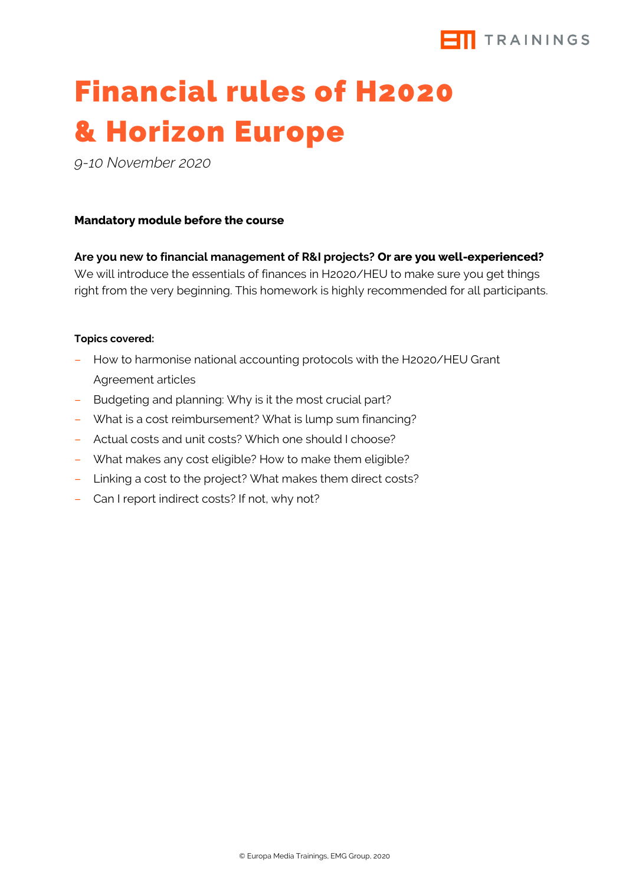# Financial rules of H2020 & Horizon Europe

*9-10 November 2020*

**Mandatory module before the course**

**Are you new to financial management of R&I projects? Or are you well-experienced?**
We will introduce the essentials of finances in H2020/HEU to make sure you get things right from the very beginning. This homework is highly recommended for all participants.

**Topics covered:**

- How to harmonise national accounting protocols with the H2020/HEU Grant Agreement articles
- Budgeting and planning: Why is it the most crucial part?
- What is a cost reimbursement? What is lump sum financing?
- Actual costs and unit costs? Which one should I choose?
- What makes any cost eligible? How to make them eligible?
- Linking a cost to the project? What makes them direct costs?
- Can I report indirect costs? If not, why not?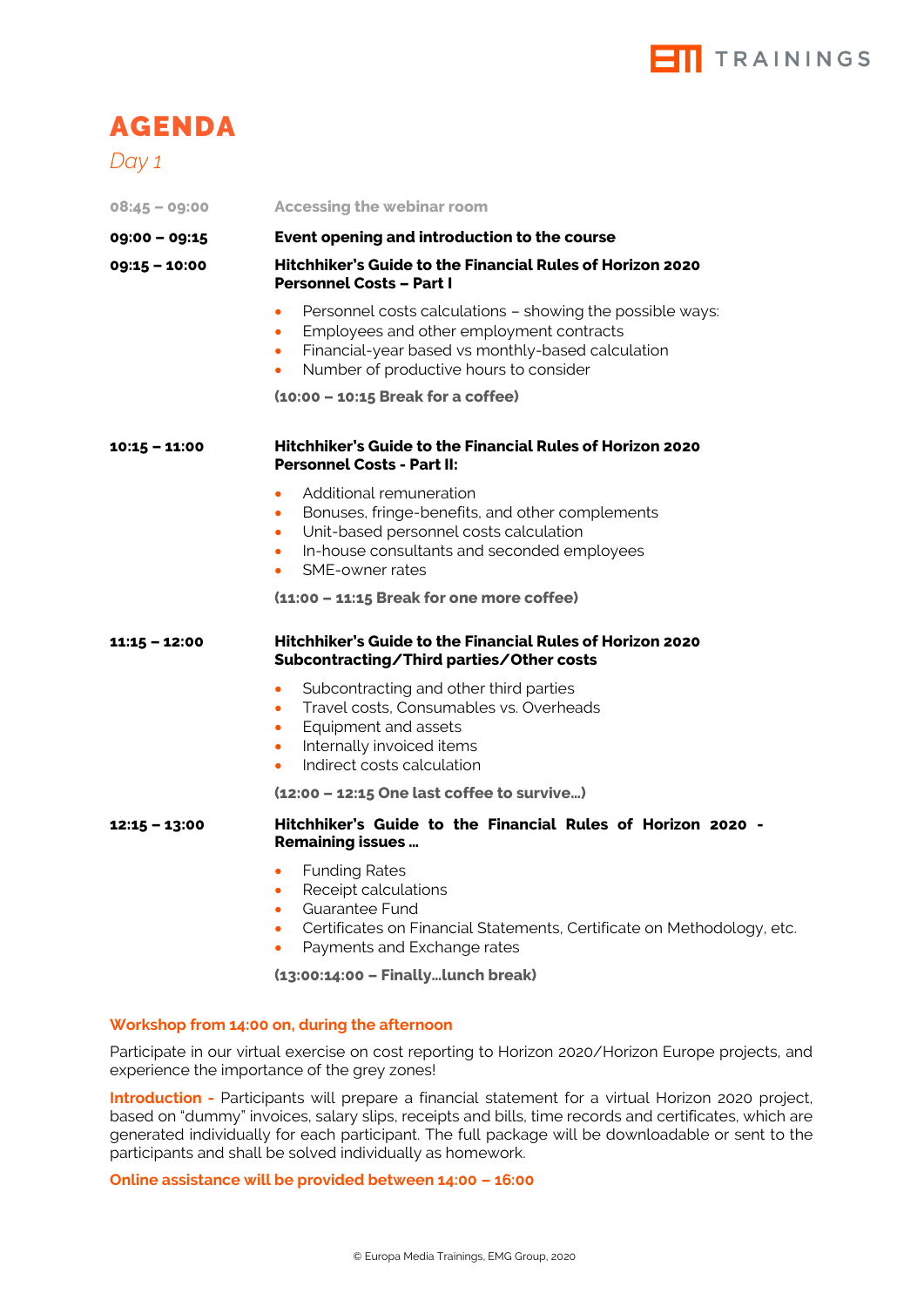# AGENDA

*Day 1*

**08:45 – 09:00** Accessing the webinar room

**09:00 – 09:15** **Event opening and introduction to the course**

**09:15 – 10:00** **Hitchhiker's Guide to the Financial Rules of Horizon 2020 Personnel Costs – Part I**

- Personnel costs calculations – showing the possible ways:
- Employees and other employment contracts
- Financial-year based vs monthly-based calculation
- Number of productive hours to consider

**(10:00 – 10:15 Break for a coffee)**

**10:15 – 11:00** **Hitchhiker's Guide to the Financial Rules of Horizon 2020 Personnel Costs - Part II:**

- Additional remuneration
- Bonuses, fringe-benefits, and other complements
- Unit-based personnel costs calculation
- In-house consultants and seconded employees
- SME-owner rates

**(11:00 – 11:15 Break for one more coffee)**

**11:15 – 12:00** **Hitchhiker's Guide to the Financial Rules of Horizon 2020 Subcontracting/Third parties/Other costs**

- Subcontracting and other third parties
- Travel costs, Consumables vs. Overheads
- Equipment and assets
- Internally invoiced items
- Indirect costs calculation

**(12:00 – 12:15 One last coffee to survive...)**

**12:15 – 13:00** **Hitchhiker's Guide to the Financial Rules of Horizon 2020 - Remaining issues ...**

- Funding Rates
- Receipt calculations
- Guarantee Fund
- Certificates on Financial Statements, Certificate on Methodology, etc.
- Payments and Exchange rates

**(13:00:14:00 – Finally...lunch break)**

**Workshop from 14:00 on, during the afternoon**

Participate in our virtual exercise on cost reporting to Horizon 2020/Horizon Europe projects, and experience the importance of the grey zones!

**Introduction -** Participants will prepare a financial statement for a virtual Horizon 2020 project, based on "dummy" invoices, salary slips, receipts and bills, time records and certificates, which are generated individually for each participant. The full package will be downloadable or sent to the participants and shall be solved individually as homework.

**Online assistance will be provided between 14:00 – 16:00**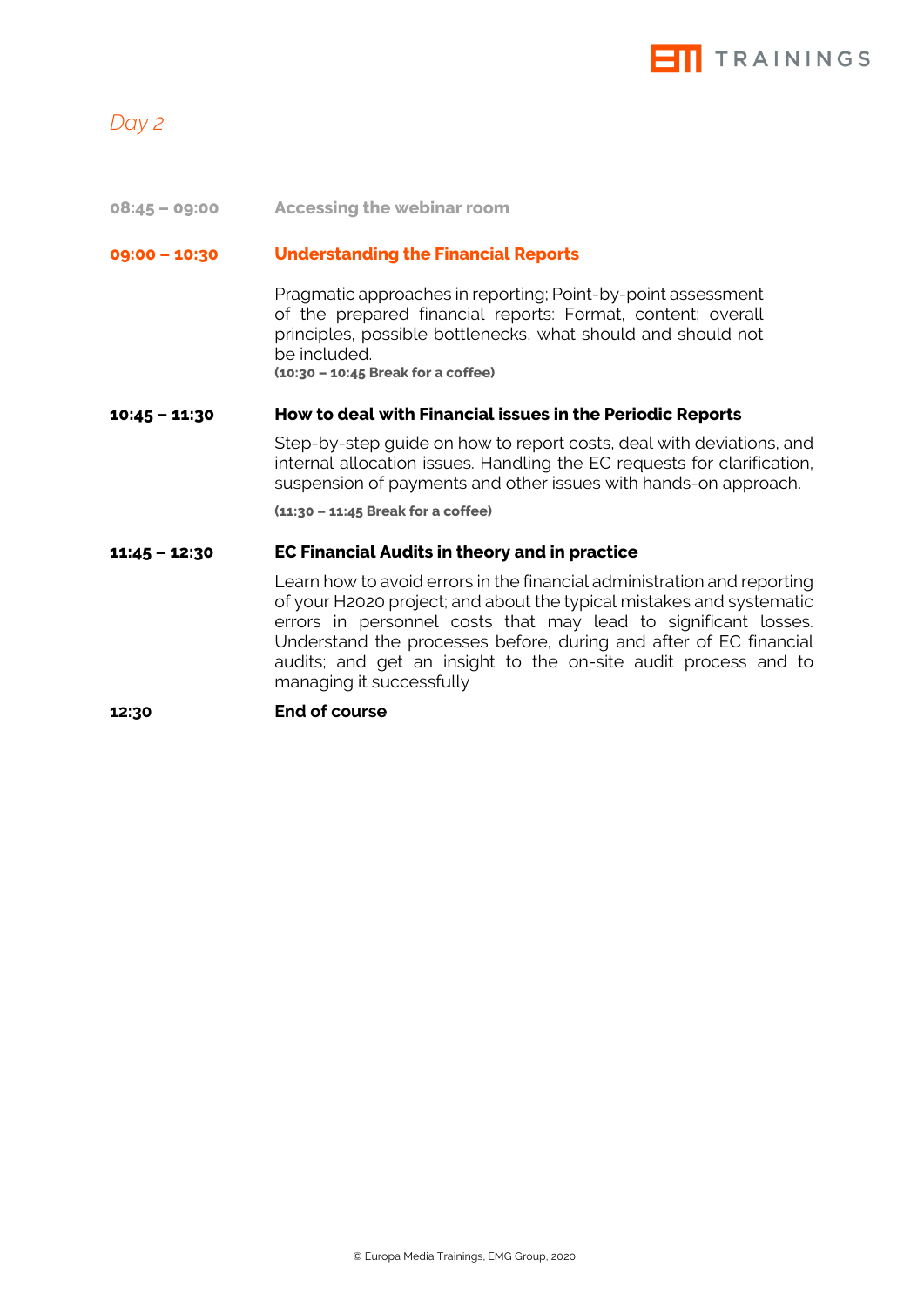*Day 2*

**08:45 – 09:00** **Accessing the webinar room**

**09:00 – 10:30** **Understanding the Financial Reports**

Pragmatic approaches in reporting; Point-by-point assessment of the prepared financial reports: Format, content; overall principles, possible bottlenecks, what should and should not be included.

**(10:30 – 10:45 Break for a coffee)**

**10:45 – 11:30** **How to deal with Financial issues in the Periodic Reports**

Step-by-step guide on how to report costs, deal with deviations, and internal allocation issues. Handling the EC requests for clarification, suspension of payments and other issues with hands-on approach.

**(11:30 – 11:45 Break for a coffee)**

**11:45 – 12:30** **EC Financial Audits in theory and in practice**

Learn how to avoid errors in the financial administration and reporting of your H2020 project; and about the typical mistakes and systematic errors in personnel costs that may lead to significant losses. Understand the processes before, during and after of EC financial audits; and get an insight to the on-site audit process and to managing it successfully

**12:30** **End of course**

© Europa Media Trainings, EMG Group, 2020